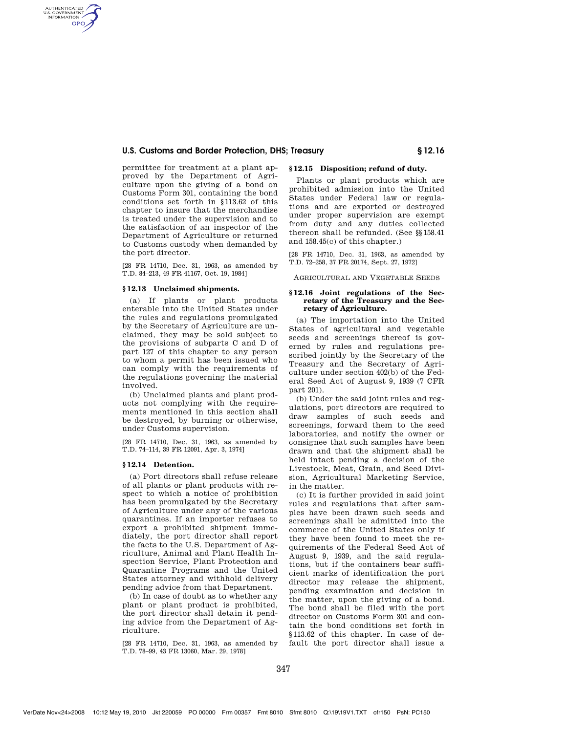permittee for treatment at a plant approved by the Department of Agriculture upon the giving of a bond on Customs Form 301, containing the bond conditions set forth in §113.62 of this chapter to insure that the merchandise is treated under the supervision and to the satisfaction of an inspector of the Department of Agriculture or returned to Customs custody when demanded by the port director.

[28 FR 14710, Dec. 31, 1963, as amended by T.D. 84–213, 49 FR 41167, Oct. 19, 1984]

### §12.13 Unclaimed shipments.

(a) If plants or plant products enterable into the United States under the rules and regulations promulgated by the Secretary of Agriculture are unclaimed, they may be sold subject to the provisions of subparts C and D of part 127 of this chapter to any person to whom a permit has been issued who can comply with the requirements of the regulations governing the material involved.

(b) Unclaimed plants and plant products not complying with the requirements mentioned in this section shall be destroyed, by burning or otherwise, under Customs supervision.

[28 FR 14710, Dec. 31, 1963, as amended by T.D. 74–114, 39 FR 12091, Apr. 3, 1974]

### §12.14 Detention.

(a) Port directors shall refuse release of all plants or plant products with respect to which a notice of prohibition has been promulgated by the Secretary of Agriculture under any of the various quarantines. If an importer refuses to export a prohibited shipment immediately, the port director shall report the facts to the U.S. Department of Agriculture, Animal and Plant Health Inspection Service, Plant Protection and Quarantine Programs and the United States attorney and withhold delivery pending advice from that Department.

(b) In case of doubt as to whether any plant or plant product is prohibited, the port director shall detain it pending advice from the Department of Agriculture.

[28 FR 14710, Dec. 31, 1963, as amended by T.D. 78–99, 43 FR 13060, Mar. 29, 1978]

### §12.15 Disposition; refund of duty.

Plants or plant products which are prohibited admission into the United States under Federal law or regulations and are exported or destroyed under proper supervision are exempt from duty and any duties collected thereon shall be refunded. (See §§158.41 and 158.45(c) of this chapter.)

[28 FR 14710, Dec. 31, 1963, as amended by T.D. 72–258, 37 FR 20174, Sept. 27, 1972]

## Agricultural and Vegetable Seeds

### §12.16 Joint regulations of the Secretary of the Treasury and the Secretary of Agriculture.

(a) The importation into the United States of agricultural and vegetable seeds and screenings thereof is governed by rules and regulations prescribed jointly by the Secretary of the Treasury and the Secretary of Agriculture under section 402(b) of the Federal Seed Act of August 9, 1939 (7 CFR part 201).

(b) Under the said joint rules and regulations, port directors are required to draw samples of such seeds and screenings, forward them to the seed laboratories, and notify the owner or consignee that such samples have been drawn and that the shipment shall be held intact pending a decision of the Livestock, Meat, Grain, and Seed Division, Agricultural Marketing Service, in the matter.

(c) It is further provided in said joint rules and regulations that after samples have been drawn such seeds and screenings shall be admitted into the commerce of the United States only if they have been found to meet the requirements of the Federal Seed Act of August 9, 1939, and the said regulations, but if the containers bear sufficient marks of identification the port director may release the shipment, pending examination and decision in the matter, upon the giving of a bond. The bond shall be filed with the port director on Customs Form 301 and contain the bond conditions set forth in §113.62 of this chapter. In case of default the port director shall issue a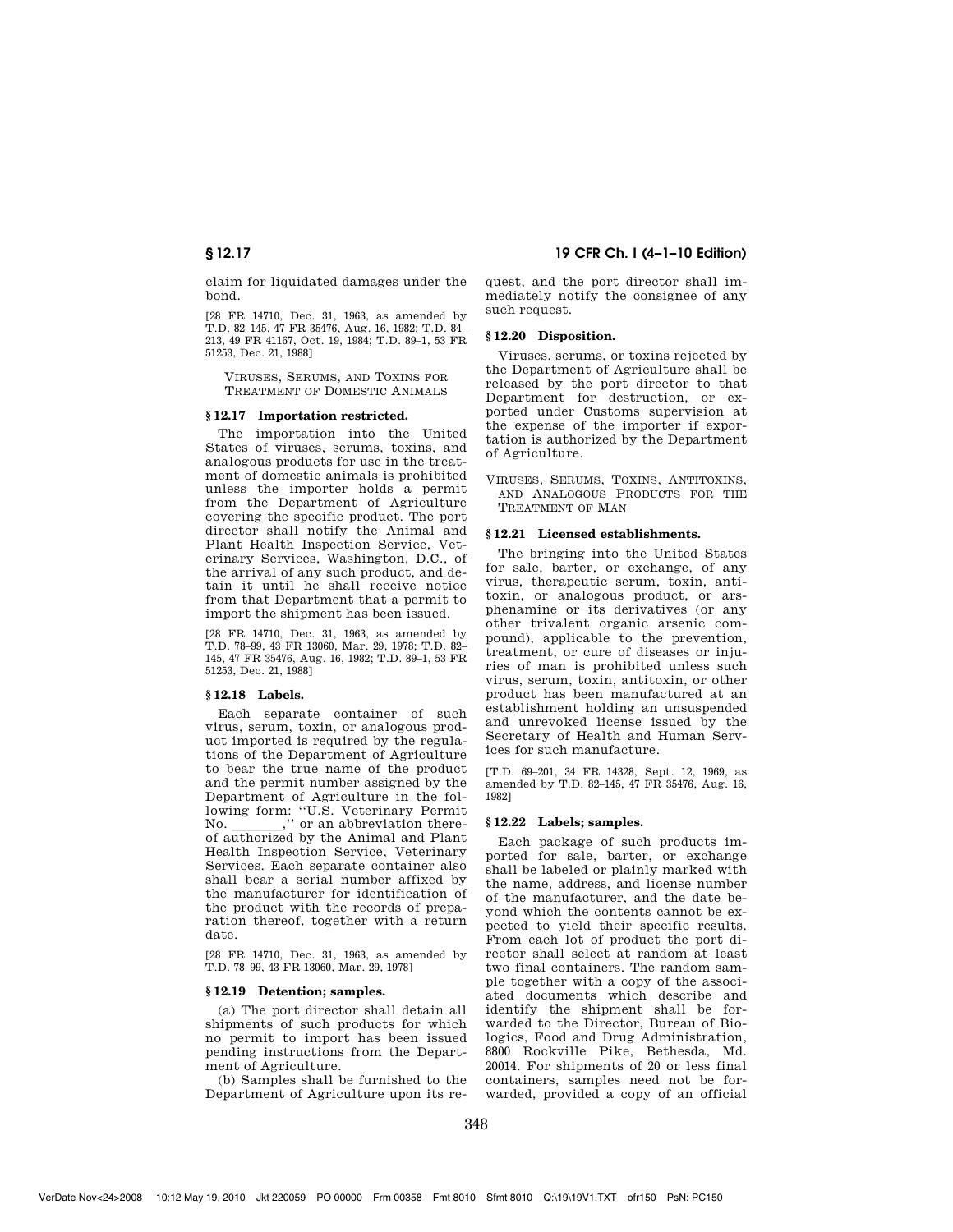claim for liquidated damages under the bond.

[28 FR 14710, Dec. 31, 1963, as amended by T.D. 82–145, 47 FR 35476, Aug. 16, 1982; T.D. 84–213, 49 FR 41167, Oct. 19, 1984; T.D. 89–1, 53 FR 51253, Dec. 21, 1988]

VIRUSES, SERUMS, AND TOXINS FOR TREATMENT OF DOMESTIC ANIMALS

## § 12.17 Importation restricted.

The importation into the United States of viruses, serums, toxins, and analogous products for use in the treatment of domestic animals is prohibited unless the importer holds a permit from the Department of Agriculture covering the specific product. The port director shall notify the Animal and Plant Health Inspection Service, Veterinary Services, Washington, D.C., of the arrival of any such product, and detain it until he shall receive notice from that Department that a permit to import the shipment has been issued.

[28 FR 14710, Dec. 31, 1963, as amended by T.D. 78–99, 43 FR 13060, Mar. 29, 1978; T.D. 82–145, 47 FR 35476, Aug. 16, 1982; T.D. 89–1, 53 FR 51253, Dec. 21, 1988]

## § 12.18 Labels.

Each separate container of such virus, serum, toxin, or analogous product imported is required by the regulations of the Department of Agriculture to bear the true name of the product and the permit number assigned by the Department of Agriculture in the following form: ''U.S. Veterinary Permit No. \_\_\_\_\_\_\_,'' or an abbreviation thereof authorized by the Animal and Plant Health Inspection Service, Veterinary Services. Each separate container also shall bear a serial number affixed by the manufacturer for identification of the product with the records of preparation thereof, together with a return date.

[28 FR 14710, Dec. 31, 1963, as amended by T.D. 78–99, 43 FR 13060, Mar. 29, 1978]

## § 12.19 Detention; samples.

(a) The port director shall detain all shipments of such products for which no permit to import has been issued pending instructions from the Department of Agriculture.

(b) Samples shall be furnished to the Department of Agriculture upon its request, and the port director shall immediately notify the consignee of any such request.

## § 12.20 Disposition.

Viruses, serums, or toxins rejected by the Department of Agriculture shall be released by the port director to that Department for destruction, or exported under Customs supervision at the expense of the importer if exportation is authorized by the Department of Agriculture.

VIRUSES, SERUMS, TOXINS, ANTITOXINS, AND ANALOGOUS PRODUCTS FOR THE TREATMENT OF MAN

## § 12.21 Licensed establishments.

The bringing into the United States for sale, barter, or exchange, of any virus, therapeutic serum, toxin, antitoxin, or analogous product, or arsphenamine or its derivatives (or any other trivalent organic arsenic compound), applicable to the prevention, treatment, or cure of diseases or injuries of man is prohibited unless such virus, serum, toxin, antitoxin, or other product has been manufactured at an establishment holding an unsuspended and unrevoked license issued by the Secretary of Health and Human Services for such manufacture.

[T.D. 69–201, 34 FR 14328, Sept. 12, 1969, as amended by T.D. 82–145, 47 FR 35476, Aug. 16, 1982]

## § 12.22 Labels; samples.

Each package of such products imported for sale, barter, or exchange shall be labeled or plainly marked with the name, address, and license number of the manufacturer, and the date beyond which the contents cannot be expected to yield their specific results. From each lot of product the port director shall select at random at least two final containers. The random sample together with a copy of the associated documents which describe and identify the shipment shall be forwarded to the Director, Bureau of Biologics, Food and Drug Administration, 8800 Rockville Pike, Bethesda, Md. 20014. For shipments of 20 or less final containers, samples need not be forwarded, provided a copy of an official